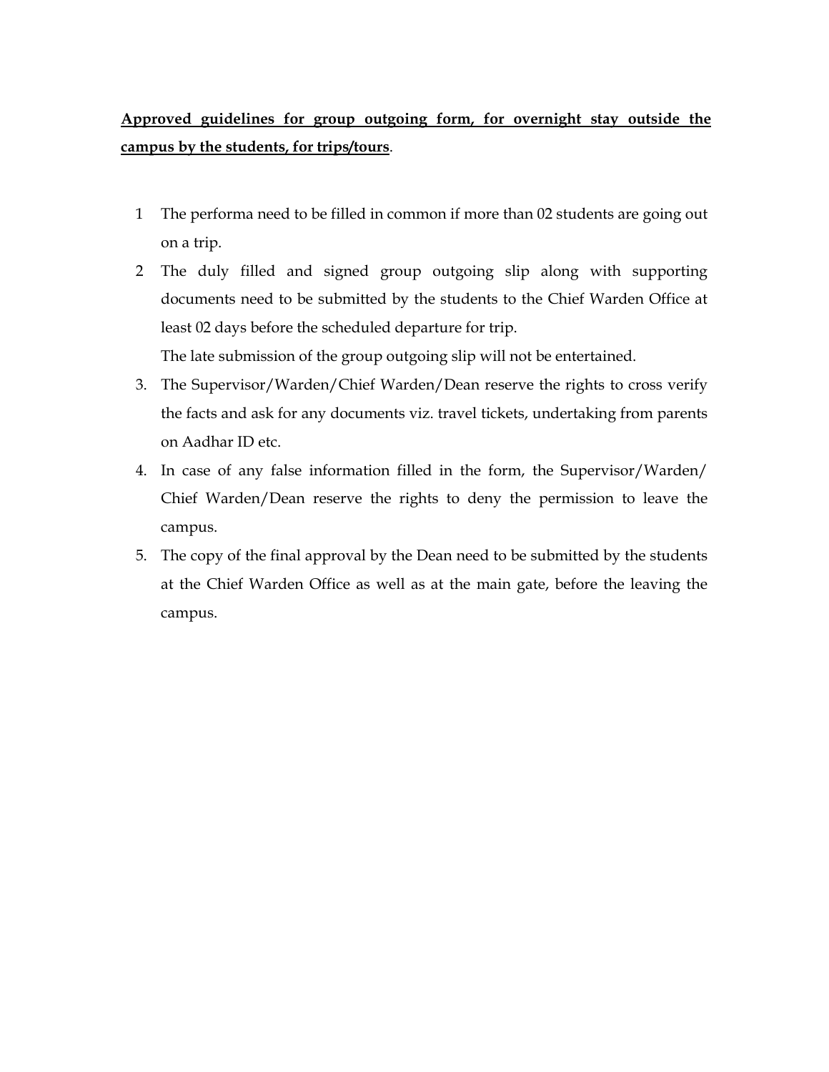**<u>Approved guidelines for group outgoing form, for overnight stay outside the campus by the students, for trips/tours</u>**.

1 The performa need to be filled in common if more than 02 students are going out on a trip.

2 The duly filled and signed group outgoing slip along with supporting documents need to be submitted by the students to the Chief Warden Office at least 02 days before the scheduled departure for trip.
The late submission of the group outgoing slip will not be entertained.

3. The Supervisor/Warden/Chief Warden/Dean reserve the rights to cross verify the facts and ask for any documents viz. travel tickets, undertaking from parents on Aadhar ID etc.

4. In case of any false information filled in the form, the Supervisor/Warden/ Chief Warden/Dean reserve the rights to deny the permission to leave the campus.

5. The copy of the final approval by the Dean need to be submitted by the students at the Chief Warden Office as well as at the main gate, before the leaving the campus.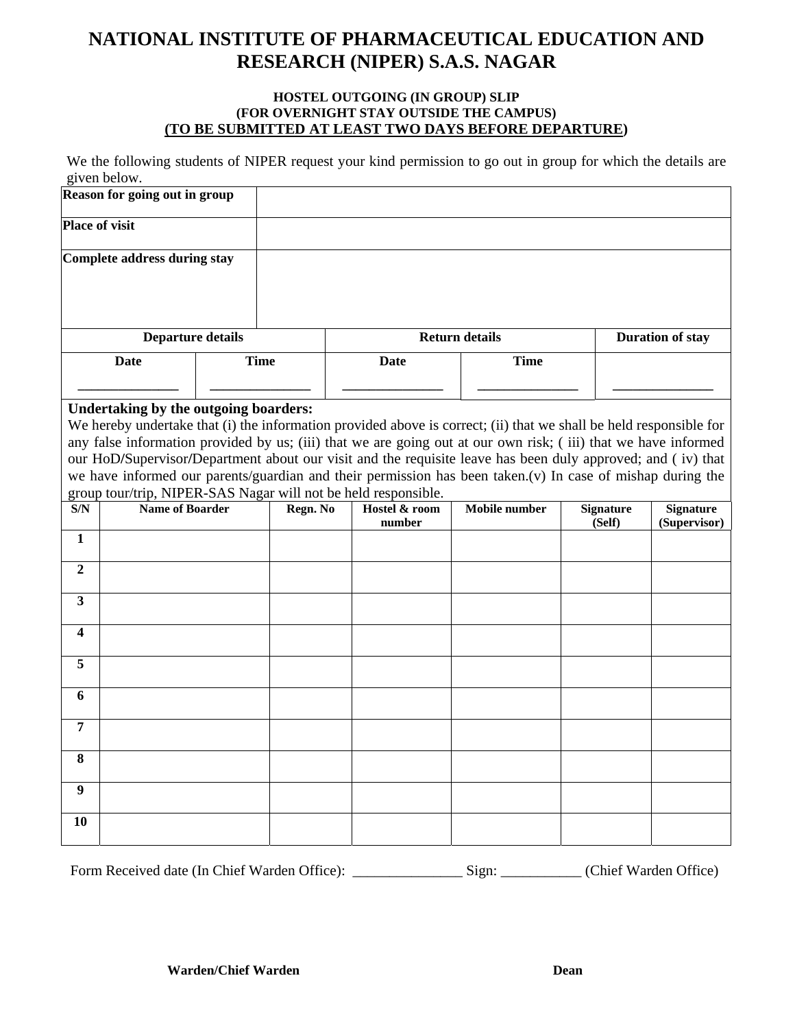# NATIONAL INSTITUTE OF PHARMACEUTICAL EDUCATION AND RESEARCH (NIPER) S.A.S. NAGAR

### HOSTEL OUTGOING (IN GROUP) SLIP
### (FOR OVERNIGHT STAY OUTSIDE THE CAMPUS)
### (TO BE SUBMITTED AT LEAST TWO DAYS BEFORE DEPARTURE)

We the following students of NIPER request your kind permission to go out in group for which the details are given below.

| | |
|---|---|
| **Reason for going out in group** | |
| **Place of visit** | |
| **Complete address during stay** | |

| **Departure details** | | **Return details** | | **Duration of stay** |
|---|---|---|---|---|
| **Date** | **Time** | **Date** | **Time** | |
| _______________ | _______________ | _______________ | _______________ | _______________ |

**Undertaking by the outgoing boarders:**
We hereby undertake that (i) the information provided above is correct; (ii) that we shall be held responsible for any false information provided by us; (iii) that we are going out at our own risk; ( iii) that we have informed our HoD/Supervisor/Department about our visit and the requisite leave has been duly approved; and ( iv) that we have informed our parents/guardian and their permission has been taken.(v) In case of mishap during the group tour/trip, NIPER-SAS Nagar will not be held responsible.

| S/N | Name of Boarder | Regn. No | Hostel & room number | Mobile number | Signature (Self) | Signature (Supervisor) |
|---|---|---|---|---|---|---|
| 1 | | | | | | |
| 2 | | | | | | |
| 3 | | | | | | |
| 4 | | | | | | |
| 5 | | | | | | |
| 6 | | | | | | |
| 7 | | | | | | |
| 8 | | | | | | |
| 9 | | | | | | |
| 10 | | | | | | |

Form Received date (In Chief Warden Office): _______________ Sign: ___________ (Chief Warden Office)

**Warden/Chief Warden** **Dean**